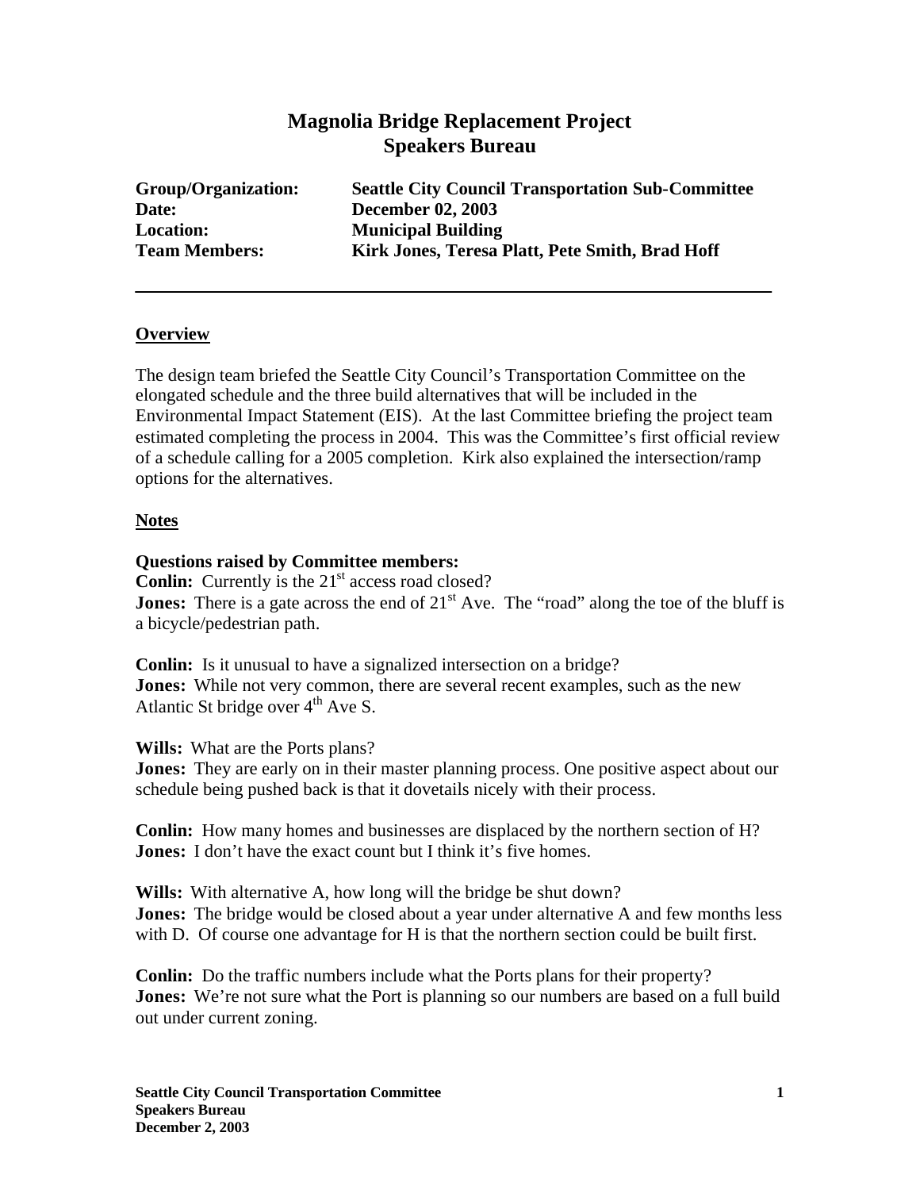# Magnolia Bridge Replacement Project
# Speakers Bureau

**Group/Organization:** **Seattle City Council Transportation Sub-Committee**
**Date:** **December 02, 2003**
**Location:** **Municipal Building**
**Team Members:** **Kirk Jones, Teresa Platt, Pete Smith, Brad Hoff**

---

## Overview

The design team briefed the Seattle City Council's Transportation Committee on the elongated schedule and the three build alternatives that will be included in the Environmental Impact Statement (EIS). At the last Committee briefing the project team estimated completing the process in 2004. This was the Committee's first official review of a schedule calling for a 2005 completion. Kirk also explained the intersection/ramp options for the alternatives.

## Notes

**Questions raised by Committee members:**
**Conlin:** Currently is the 21st access road closed?
**Jones:** There is a gate across the end of 21st Ave. The "road" along the toe of the bluff is a bicycle/pedestrian path.

**Conlin:** Is it unusual to have a signalized intersection on a bridge?
**Jones:** While not very common, there are several recent examples, such as the new Atlantic St bridge over 4th Ave S.

**Wills:** What are the Ports plans?
**Jones:** They are early on in their master planning process. One positive aspect about our schedule being pushed back is that it dovetails nicely with their process.

**Conlin:** How many homes and businesses are displaced by the northern section of H?
**Jones:** I don't have the exact count but I think it's five homes.

**Wills:** With alternative A, how long will the bridge be shut down?
**Jones:** The bridge would be closed about a year under alternative A and few months less with D. Of course one advantage for H is that the northern section could be built first.

**Conlin:** Do the traffic numbers include what the Ports plans for their property?
**Jones:** We're not sure what the Port is planning so our numbers are based on a full build out under current zoning.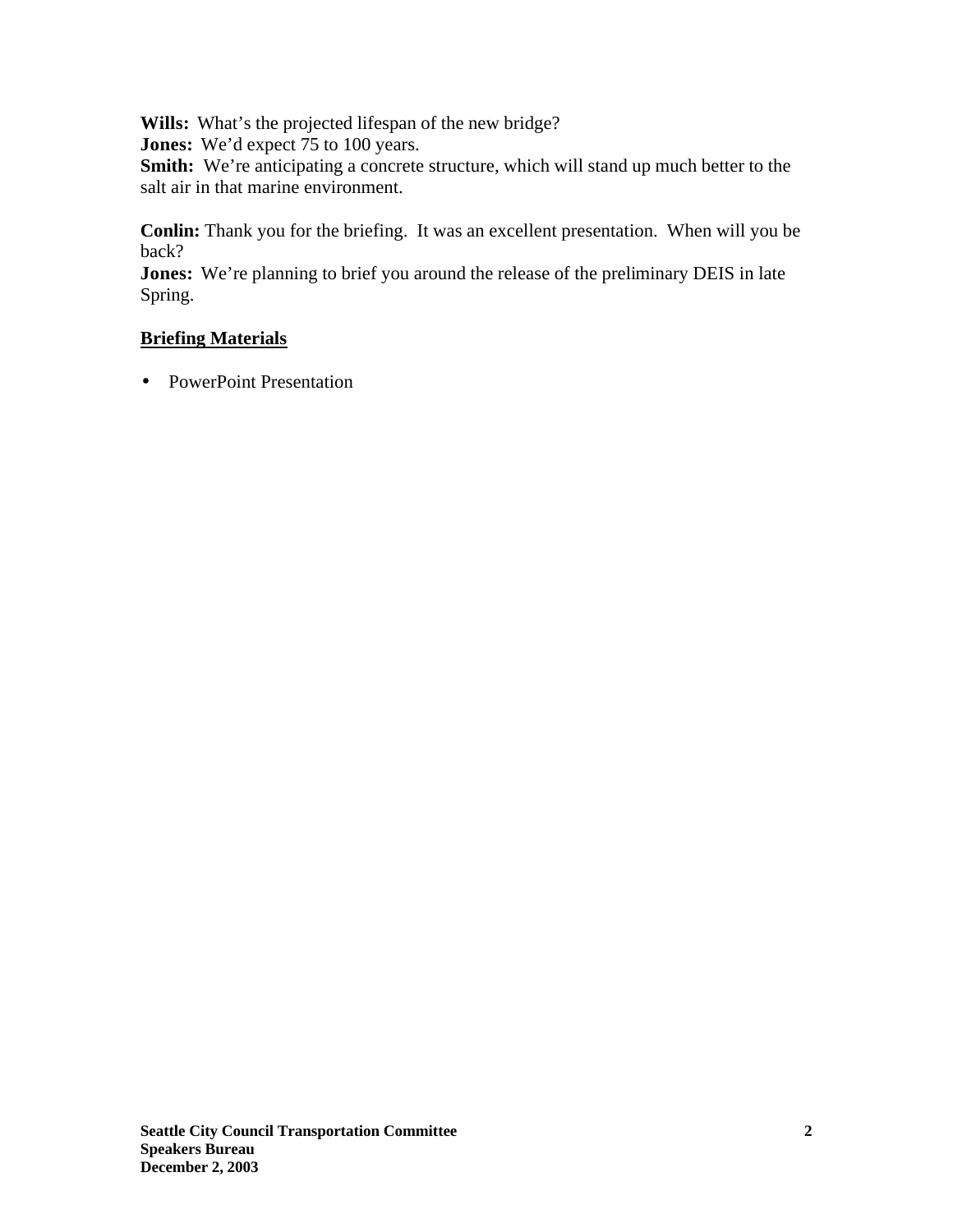**Wills:** What's the projected lifespan of the new bridge?
**Jones:** We'd expect 75 to 100 years.
**Smith:** We're anticipating a concrete structure, which will stand up much better to the salt air in that marine environment.

**Conlin:** Thank you for the briefing. It was an excellent presentation. When will you be back?
**Jones:** We're planning to brief you around the release of the preliminary DEIS in late Spring.

**Briefing Materials**

- PowerPoint Presentation